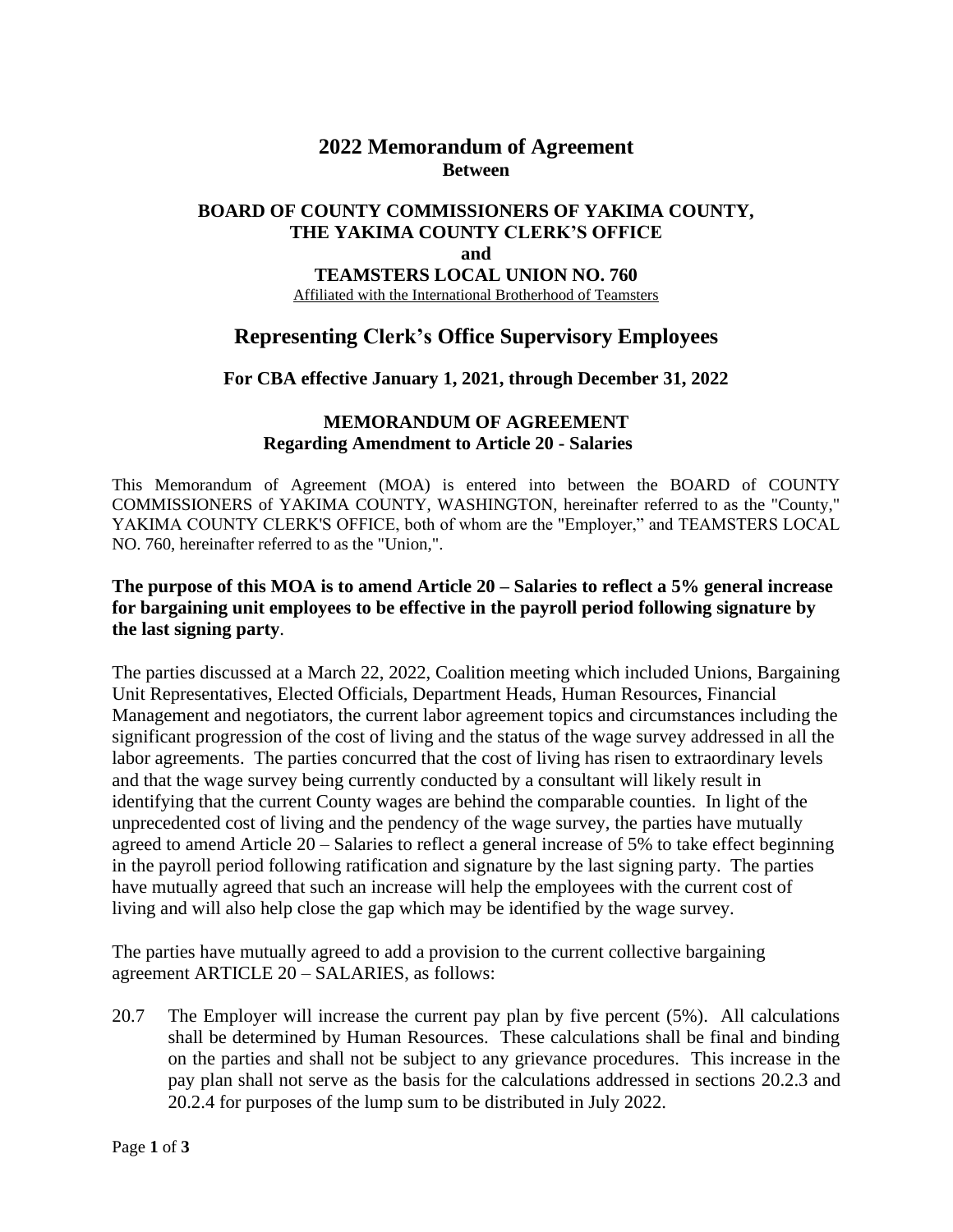# 2022 Memorandum of Agreement

**Between**

**BOARD OF COUNTY COMMISSIONERS OF YAKIMA COUNTY,**
**THE YAKIMA COUNTY CLERK'S OFFICE**
**and**
**TEAMSTERS LOCAL UNION NO. 760**

Affiliated with the International Brotherhood of Teamsters

## Representing Clerk's Office Supervisory Employees

### For CBA effective January 1, 2021, through December 31, 2022

### MEMORANDUM OF AGREEMENT
### Regarding Amendment to Article 20 - Salaries

This Memorandum of Agreement (MOA) is entered into between the BOARD of COUNTY COMMISSIONERS of YAKIMA COUNTY, WASHINGTON, hereinafter referred to as the "County," YAKIMA COUNTY CLERK'S OFFICE, both of whom are the "Employer," and TEAMSTERS LOCAL NO. 760, hereinafter referred to as the "Union,".

**The purpose of this MOA is to amend Article 20 – Salaries to reflect a 5% general increase for bargaining unit employees to be effective in the payroll period following signature by the last signing party**.

The parties discussed at a March 22, 2022, Coalition meeting which included Unions, Bargaining Unit Representatives, Elected Officials, Department Heads, Human Resources, Financial Management and negotiators, the current labor agreement topics and circumstances including the significant progression of the cost of living and the status of the wage survey addressed in all the labor agreements. The parties concurred that the cost of living has risen to extraordinary levels and that the wage survey being currently conducted by a consultant will likely result in identifying that the current County wages are behind the comparable counties. In light of the unprecedented cost of living and the pendency of the wage survey, the parties have mutually agreed to amend Article 20 – Salaries to reflect a general increase of 5% to take effect beginning in the payroll period following ratification and signature by the last signing party. The parties have mutually agreed that such an increase will help the employees with the current cost of living and will also help close the gap which may be identified by the wage survey.

The parties have mutually agreed to add a provision to the current collective bargaining agreement ARTICLE 20 – SALARIES, as follows:

20.7 The Employer will increase the current pay plan by five percent (5%). All calculations shall be determined by Human Resources. These calculations shall be final and binding on the parties and shall not be subject to any grievance procedures. This increase in the pay plan shall not serve as the basis for the calculations addressed in sections 20.2.3 and 20.2.4 for purposes of the lump sum to be distributed in July 2022.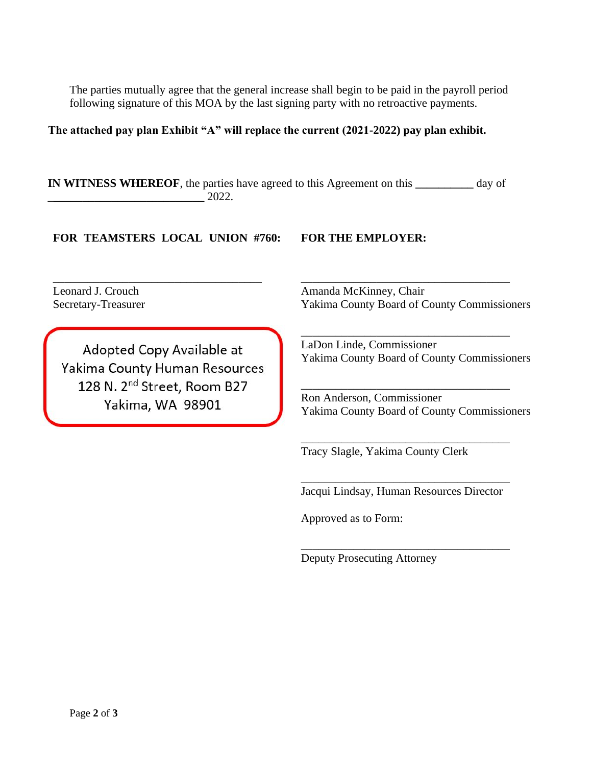The parties mutually agree that the general increase shall begin to be paid in the payroll period following signature of this MOA by the last signing party with no retroactive payments.

**The attached pay plan Exhibit "A" will replace the current (2021-2022) pay plan exhibit.**

**IN WITNESS WHEREOF**, the parties have agreed to this Agreement on this **__________** day of **__________________________** 2022.

**FOR TEAMSTERS LOCAL UNION #760:**

_____________________________________
Leonard J. Crouch
Secretary-Treasurer

Adopted Copy Available at
Yakima County Human Resources
128 N. 2nd Street, Room B27
Yakima, WA 98901

**FOR THE EMPLOYER:**

_____________________________________
Amanda McKinney, Chair
Yakima County Board of County Commissioners

_____________________________________
LaDon Linde, Commissioner
Yakima County Board of County Commissioners

_____________________________________
Ron Anderson, Commissioner
Yakima County Board of County Commissioners

_____________________________________
Tracy Slagle, Yakima County Clerk

_____________________________________
Jacqui Lindsay, Human Resources Director

Approved as to Form:

_____________________________________
Deputy Prosecuting Attorney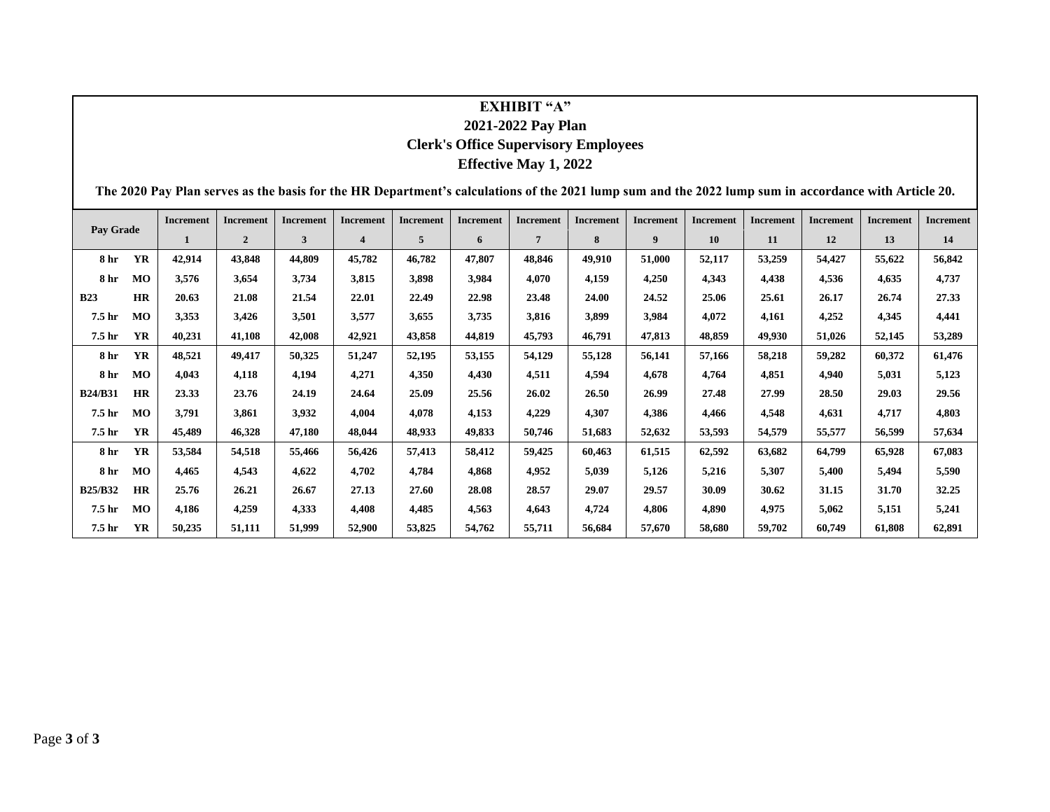**EXHIBIT "A"**

**2021-2022 Pay Plan**

**Clerk's Office Supervisory Employees**

**Effective May 1, 2022**

**The 2020 Pay Plan serves as the basis for the HR Department's calculations of the 2021 lump sum and the 2022 lump sum in accordance with Article 20.**

| Pay Grade | | Increment 1 | Increment 2 | Increment 3 | Increment 4 | Increment 5 | Increment 6 | Increment 7 | Increment 8 | Increment 9 | Increment 10 | Increment 11 | Increment 12 | Increment 13 | Increment 14 |
|---|---|---|---|---|---|---|---|---|---|---|---|---|---|---|---|
| 8 hr | YR | 42,914 | 43,848 | 44,809 | 45,782 | 46,782 | 47,807 | 48,846 | 49,910 | 51,000 | 52,117 | 53,259 | 54,427 | 55,622 | 56,842 |
| 8 hr | MO | 3,576 | 3,654 | 3,734 | 3,815 | 3,898 | 3,984 | 4,070 | 4,159 | 4,250 | 4,343 | 4,438 | 4,536 | 4,635 | 4,737 |
| B23 | HR | 20.63 | 21.08 | 21.54 | 22.01 | 22.49 | 22.98 | 23.48 | 24.00 | 24.52 | 25.06 | 25.61 | 26.17 | 26.74 | 27.33 |
| 7.5 hr | MO | 3,353 | 3,426 | 3,501 | 3,577 | 3,655 | 3,735 | 3,816 | 3,899 | 3,984 | 4,072 | 4,161 | 4,252 | 4,345 | 4,441 |
| 7.5 hr | YR | 40,231 | 41,108 | 42,008 | 42,921 | 43,858 | 44,819 | 45,793 | 46,791 | 47,813 | 48,859 | 49,930 | 51,026 | 52,145 | 53,289 |
| 8 hr | YR | 48,521 | 49,417 | 50,325 | 51,247 | 52,195 | 53,155 | 54,129 | 55,128 | 56,141 | 57,166 | 58,218 | 59,282 | 60,372 | 61,476 |
| 8 hr | MO | 4,043 | 4,118 | 4,194 | 4,271 | 4,350 | 4,430 | 4,511 | 4,594 | 4,678 | 4,764 | 4,851 | 4,940 | 5,031 | 5,123 |
| B24/B31 | HR | 23.33 | 23.76 | 24.19 | 24.64 | 25.09 | 25.56 | 26.02 | 26.50 | 26.99 | 27.48 | 27.99 | 28.50 | 29.03 | 29.56 |
| 7.5 hr | MO | 3,791 | 3,861 | 3,932 | 4,004 | 4,078 | 4,153 | 4,229 | 4,307 | 4,386 | 4,466 | 4,548 | 4,631 | 4,717 | 4,803 |
| 7.5 hr | YR | 45,489 | 46,328 | 47,180 | 48,044 | 48,933 | 49,833 | 50,746 | 51,683 | 52,632 | 53,593 | 54,579 | 55,577 | 56,599 | 57,634 |
| 8 hr | YR | 53,584 | 54,518 | 55,466 | 56,426 | 57,413 | 58,412 | 59,425 | 60,463 | 61,515 | 62,592 | 63,682 | 64,799 | 65,928 | 67,083 |
| 8 hr | MO | 4,465 | 4,543 | 4,622 | 4,702 | 4,784 | 4,868 | 4,952 | 5,039 | 5,126 | 5,216 | 5,307 | 5,400 | 5,494 | 5,590 |
| B25/B32 | HR | 25.76 | 26.21 | 26.67 | 27.13 | 27.60 | 28.08 | 28.57 | 29.07 | 29.57 | 30.09 | 30.62 | 31.15 | 31.70 | 32.25 |
| 7.5 hr | MO | 4,186 | 4,259 | 4,333 | 4,408 | 4,485 | 4,563 | 4,643 | 4,724 | 4,806 | 4,890 | 4,975 | 5,062 | 5,151 | 5,241 |
| 7.5 hr | YR | 50,235 | 51,111 | 51,999 | 52,900 | 53,825 | 54,762 | 55,711 | 56,684 | 57,670 | 58,680 | 59,702 | 60,749 | 61,808 | 62,891 |